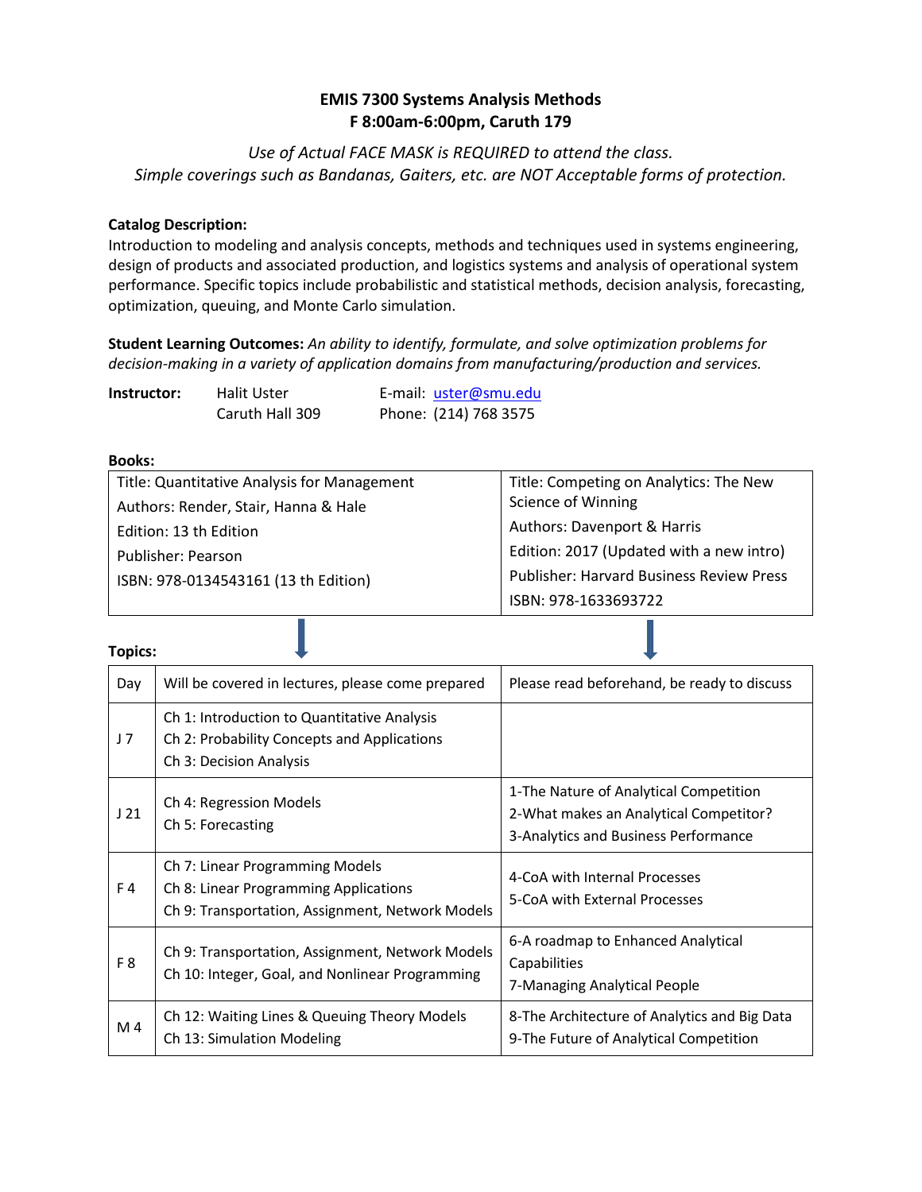# EMIS 7300 Systems Analysis Methods
## F 8:00am-6:00pm, Caruth 179

*Use of Actual FACE MASK is REQUIRED to attend the class.*
*Simple coverings such as Bandanas, Gaiters, etc. are NOT Acceptable forms of protection.*

**Catalog Description:**
Introduction to modeling and analysis concepts, methods and techniques used in systems engineering, design of products and associated production, and logistics systems and analysis of operational system performance. Specific topics include probabilistic and statistical methods, decision analysis, forecasting, optimization, queuing, and Monte Carlo simulation.

**Student Learning Outcomes:** *An ability to identify, formulate, and solve optimization problems for decision-making in a variety of application domains from manufacturing/production and services.*

| **Instructor:** | Halit Uster | E-mail: uster@smu.edu |
|---|---|---|
| | Caruth Hall 309 | Phone: (214) 768 3575 |

**Books:**

| Title: Quantitative Analysis for Management | Title: Competing on Analytics: The New Science of Winning |
|---|---|
| Authors: Render, Stair, Hanna & Hale | Authors: Davenport & Harris |
| Edition: 13 th Edition | Edition: 2017 (Updated with a new intro) |
| Publisher: Pearson | Publisher: Harvard Business Review Press |
| ISBN: 978-0134543161 (13 th Edition) | ISBN: 978-1633693722 |

**Topics:**

| Day | Will be covered in lectures, please come prepared | Please read beforehand, be ready to discuss |
|---|---|---|
| J 7 | Ch 1: Introduction to Quantitative Analysis<br>Ch 2: Probability Concepts and Applications<br>Ch 3: Decision Analysis | |
| J 21 | Ch 4: Regression Models<br>Ch 5: Forecasting | 1-The Nature of Analytical Competition<br>2-What makes an Analytical Competitor?<br>3-Analytics and Business Performance |
| F 4 | Ch 7: Linear Programming Models<br>Ch 8: Linear Programming Applications<br>Ch 9: Transportation, Assignment, Network Models | 4-CoA with Internal Processes<br>5-CoA with External Processes |
| F 8 | Ch 9: Transportation, Assignment, Network Models<br>Ch 10: Integer, Goal, and Nonlinear Programming | 6-A roadmap to Enhanced Analytical Capabilities<br>7-Managing Analytical People |
| M 4 | Ch 12: Waiting Lines & Queuing Theory Models<br>Ch 13: Simulation Modeling | 8-The Architecture of Analytics and Big Data<br>9-The Future of Analytical Competition |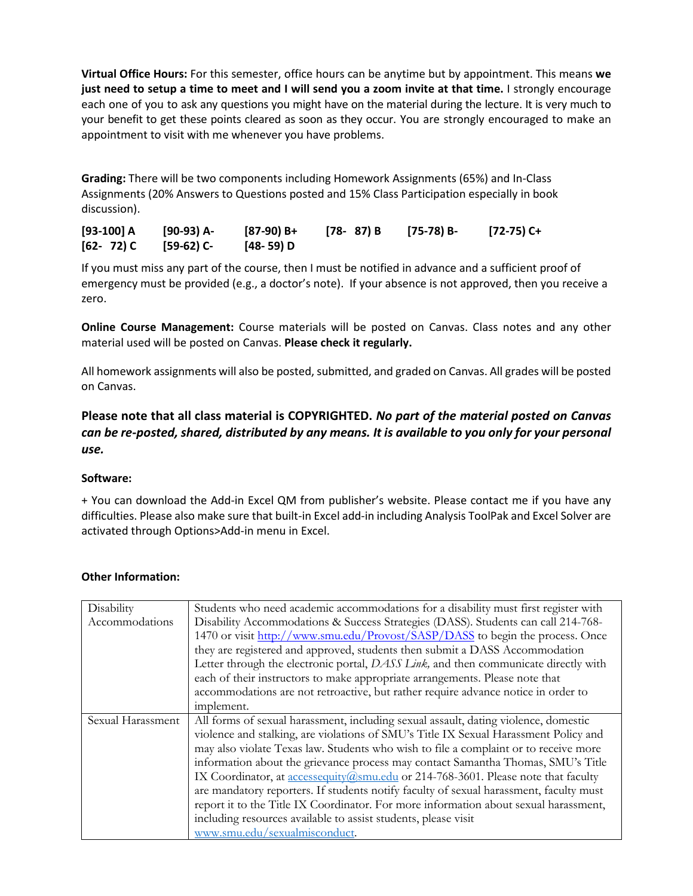**Virtual Office Hours:** For this semester, office hours can be anytime but by appointment. This means **we just need to setup a time to meet and I will send you a zoom invite at that time.** I strongly encourage each one of you to ask any questions you might have on the material during the lecture. It is very much to your benefit to get these points cleared as soon as they occur. You are strongly encouraged to make an appointment to visit with me whenever you have problems.

**Grading:** There will be two components including Homework Assignments (65%) and In-Class Assignments (20% Answers to Questions posted and 15% Class Participation especially in book discussion).

**[93-100] A** **[90-93) A-** **[87-90) B+** **[78- 87) B** **[75-78) B-** **[72-75) C+**
**[62- 72) C** **[59-62) C-** **[48- 59) D**

If you must miss any part of the course, then I must be notified in advance and a sufficient proof of emergency must be provided (e.g., a doctor's note). If your absence is not approved, then you receive a zero.

**Online Course Management:** Course materials will be posted on Canvas. Class notes and any other material used will be posted on Canvas. **Please check it regularly.**

All homework assignments will also be posted, submitted, and graded on Canvas. All grades will be posted on Canvas.

### Please note that all class material is COPYRIGHTED. *No part of the material posted on Canvas can be re-posted, shared, distributed by any means. It is available to you only for your personal use.*

**Software:**

+ You can download the Add-in Excel QM from publisher's website. Please contact me if you have any difficulties. Please also make sure that built-in Excel add-in including Analysis ToolPak and Excel Solver are activated through Options>Add-in menu in Excel.

**Other Information:**

| | |
|---|---|
| Disability Accommodations | Students who need academic accommodations for a disability must first register with Disability Accommodations & Success Strategies (DASS). Students can call 214-768-1470 or visit http://www.smu.edu/Provost/SASP/DASS to begin the process. Once they are registered and approved, students then submit a DASS Accommodation Letter through the electronic portal, *DASS Link,* and then communicate directly with each of their instructors to make appropriate arrangements. Please note that accommodations are not retroactive, but rather require advance notice in order to implement. |
| Sexual Harassment | All forms of sexual harassment, including sexual assault, dating violence, domestic violence and stalking, are violations of SMU's Title IX Sexual Harassment Policy and may also violate Texas law. Students who wish to file a complaint or to receive more information about the grievance process may contact Samantha Thomas, SMU's Title IX Coordinator, at accessequity@smu.edu or 214-768-3601. Please note that faculty are mandatory reporters. If students notify faculty of sexual harassment, faculty must report it to the Title IX Coordinator. For more information about sexual harassment, including resources available to assist students, please visit www.smu.edu/sexualmisconduct. |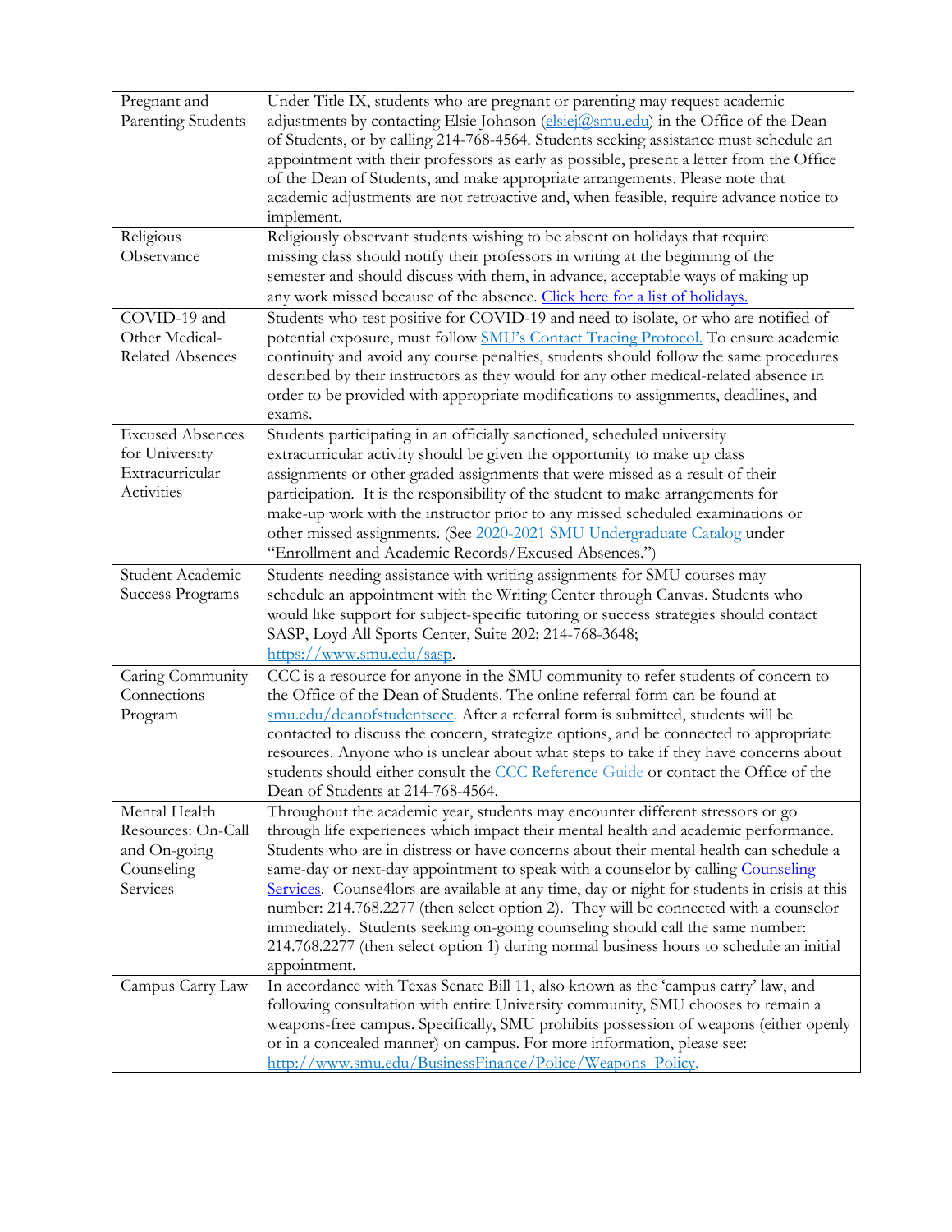| | |
|---|---|
| Pregnant and Parenting Students | Under Title IX, students who are pregnant or parenting may request academic adjustments by contacting Elsie Johnson (elsiej@smu.edu) in the Office of the Dean of Students, or by calling 214-768-4564. Students seeking assistance must schedule an appointment with their professors as early as possible, present a letter from the Office of the Dean of Students, and make appropriate arrangements. Please note that academic adjustments are not retroactive and, when feasible, require advance notice to implement. |
| Religious Observance | Religiously observant students wishing to be absent on holidays that require missing class should notify their professors in writing at the beginning of the semester and should discuss with them, in advance, acceptable ways of making up any work missed because of the absence. Click here for a list of holidays. |
| COVID-19 and Other Medical-Related Absences | Students who test positive for COVID-19 and need to isolate, or who are notified of potential exposure, must follow SMU's Contact Tracing Protocol. To ensure academic continuity and avoid any course penalties, students should follow the same procedures described by their instructors as they would for any other medical-related absence in order to be provided with appropriate modifications to assignments, deadlines, and exams. |
| Excused Absences for University Extracurricular Activities | Students participating in an officially sanctioned, scheduled university extracurricular activity should be given the opportunity to make up class assignments or other graded assignments that were missed as a result of their participation. It is the responsibility of the student to make arrangements for make-up work with the instructor prior to any missed scheduled examinations or other missed assignments. (See 2020-2021 SMU Undergraduate Catalog under "Enrollment and Academic Records/Excused Absences.") |
| Student Academic Success Programs | Students needing assistance with writing assignments for SMU courses may schedule an appointment with the Writing Center through Canvas. Students who would like support for subject-specific tutoring or success strategies should contact SASP, Loyd All Sports Center, Suite 202; 214-768-3648; https://www.smu.edu/sasp. |
| Caring Community Connections Program | CCC is a resource for anyone in the SMU community to refer students of concern to the Office of the Dean of Students. The online referral form can be found at smu.edu/deanofstudentsccc. After a referral form is submitted, students will be contacted to discuss the concern, strategize options, and be connected to appropriate resources. Anyone who is unclear about what steps to take if they have concerns about students should either consult the CCC Reference Guide or contact the Office of the Dean of Students at 214-768-4564. |
| Mental Health Resources: On-Call and On-going Counseling Services | Throughout the academic year, students may encounter different stressors or go through life experiences which impact their mental health and academic performance. Students who are in distress or have concerns about their mental health can schedule a same-day or next-day appointment to speak with a counselor by calling Counseling Services. Counse4lors are available at any time, day or night for students in crisis at this number: 214.768.2277 (then select option 2). They will be connected with a counselor immediately. Students seeking on-going counseling should call the same number: 214.768.2277 (then select option 1) during normal business hours to schedule an initial appointment. |
| Campus Carry Law | In accordance with Texas Senate Bill 11, also known as the 'campus carry' law, and following consultation with entire University community, SMU chooses to remain a weapons-free campus. Specifically, SMU prohibits possession of weapons (either openly or in a concealed manner) on campus. For more information, please see: http://www.smu.edu/BusinessFinance/Police/Weapons_Policy. |